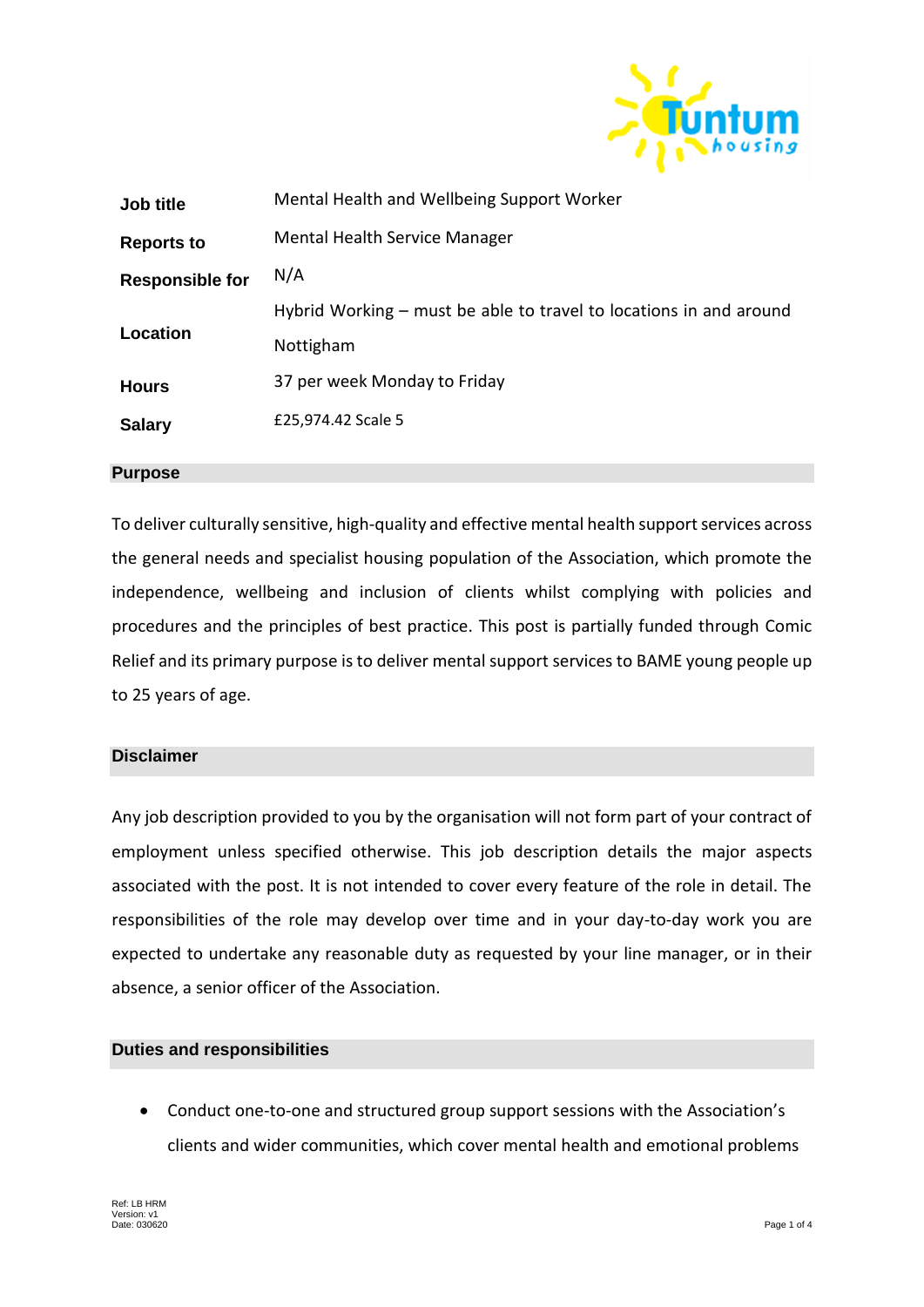| | |
|---|---|
| **Job title** | Mental Health and Wellbeing Support Worker |
| **Reports to** | Mental Health Service Manager |
| **Responsible for** | N/A |
| **Location** | Hybrid Working – must be able to travel to locations in and around Nottigham |
| **Hours** | 37 per week Monday to Friday |
| **Salary** | £25,974.42 Scale 5 |

## Purpose

To deliver culturally sensitive, high-quality and effective mental health support services across the general needs and specialist housing population of the Association, which promote the independence, wellbeing and inclusion of clients whilst complying with policies and procedures and the principles of best practice. This post is partially funded through Comic Relief and its primary purpose is to deliver mental support services to BAME young people up to 25 years of age.

## Disclaimer

Any job description provided to you by the organisation will not form part of your contract of employment unless specified otherwise. This job description details the major aspects associated with the post. It is not intended to cover every feature of the role in detail. The responsibilities of the role may develop over time and in your day-to-day work you are expected to undertake any reasonable duty as requested by your line manager, or in their absence, a senior officer of the Association.

## Duties and responsibilities

- Conduct one-to-one and structured group support sessions with the Association's clients and wider communities, which cover mental health and emotional problems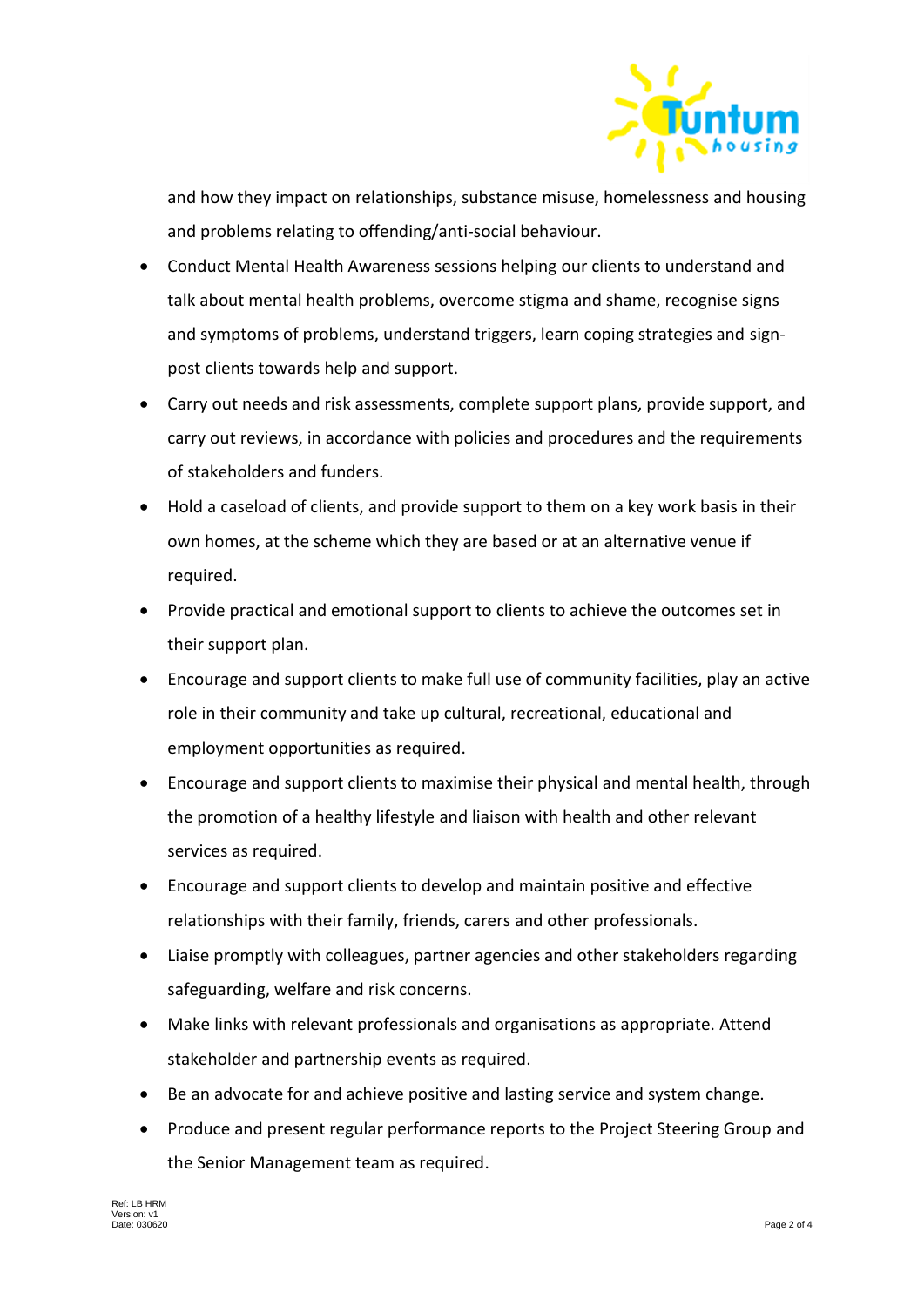and how they impact on relationships, substance misuse, homelessness and housing and problems relating to offending/anti-social behaviour.

- Conduct Mental Health Awareness sessions helping our clients to understand and talk about mental health problems, overcome stigma and shame, recognise signs and symptoms of problems, understand triggers, learn coping strategies and sign-post clients towards help and support.
- Carry out needs and risk assessments, complete support plans, provide support, and carry out reviews, in accordance with policies and procedures and the requirements of stakeholders and funders.
- Hold a caseload of clients, and provide support to them on a key work basis in their own homes, at the scheme which they are based or at an alternative venue if required.
- Provide practical and emotional support to clients to achieve the outcomes set in their support plan.
- Encourage and support clients to make full use of community facilities, play an active role in their community and take up cultural, recreational, educational and employment opportunities as required.
- Encourage and support clients to maximise their physical and mental health, through the promotion of a healthy lifestyle and liaison with health and other relevant services as required.
- Encourage and support clients to develop and maintain positive and effective relationships with their family, friends, carers and other professionals.
- Liaise promptly with colleagues, partner agencies and other stakeholders regarding safeguarding, welfare and risk concerns.
- Make links with relevant professionals and organisations as appropriate. Attend stakeholder and partnership events as required.
- Be an advocate for and achieve positive and lasting service and system change.
- Produce and present regular performance reports to the Project Steering Group and the Senior Management team as required.

Ref: LB HRM
Version: v1
Date: 030620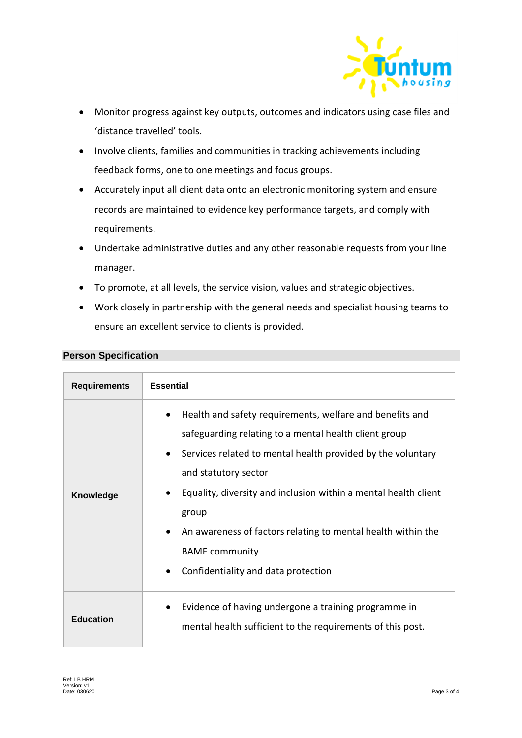- Monitor progress against key outputs, outcomes and indicators using case files and 'distance travelled' tools.
- Involve clients, families and communities in tracking achievements including feedback forms, one to one meetings and focus groups.
- Accurately input all client data onto an electronic monitoring system and ensure records are maintained to evidence key performance targets, and comply with requirements.
- Undertake administrative duties and any other reasonable requests from your line manager.
- To promote, at all levels, the service vision, values and strategic objectives.
- Work closely in partnership with the general needs and specialist housing teams to ensure an excellent service to clients is provided.

## Person Specification

| Requirements | Essential |
|---|---|
| **Knowledge** | • Health and safety requirements, welfare and benefits and safeguarding relating to a mental health client group<br>• Services related to mental health provided by the voluntary and statutory sector<br>• Equality, diversity and inclusion within a mental health client group<br>• An awareness of factors relating to mental health within the BAME community<br>• Confidentiality and data protection |
| **Education** | • Evidence of having undergone a training programme in mental health sufficient to the requirements of this post. |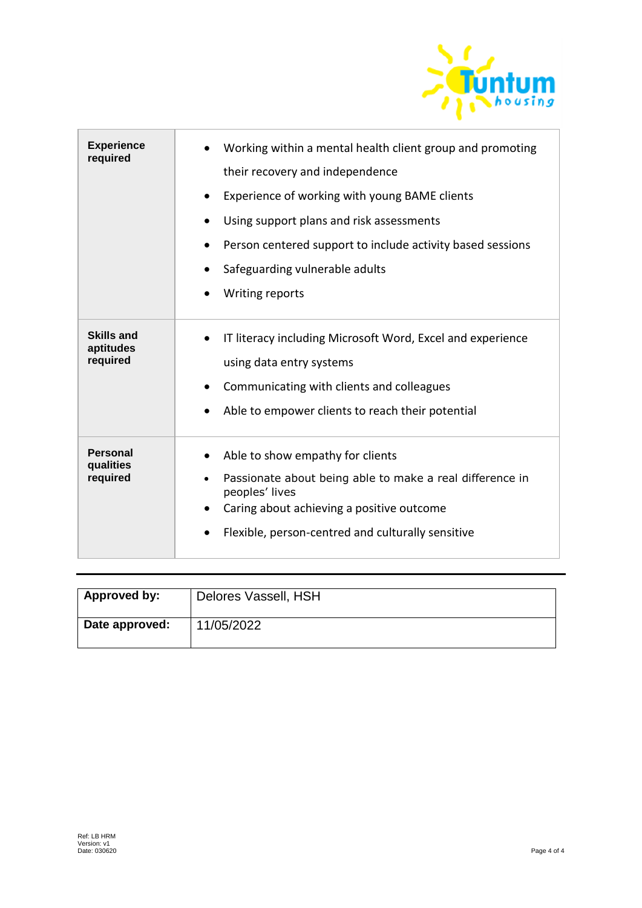| | |
|---|---|
| **Experience required** | • Working within a mental health client group and promoting their recovery and independence<br>• Experience of working with young BAME clients<br>• Using support plans and risk assessments<br>• Person centered support to include activity based sessions<br>• Safeguarding vulnerable adults<br>• Writing reports |
| **Skills and aptitudes required** | • IT literacy including Microsoft Word, Excel and experience using data entry systems<br>• Communicating with clients and colleagues<br>• Able to empower clients to reach their potential |
| **Personal qualities required** | • Able to show empathy for clients<br>• Passionate about being able to make a real difference in peoples' lives<br>• Caring about achieving a positive outcome<br>• Flexible, person-centred and culturally sensitive |

| | |
|---|---|
| **Approved by:** | Delores Vassell, HSH |
| **Date approved:** | 11/05/2022 |

Ref: LB HRM
Version: v1
Date: 030620